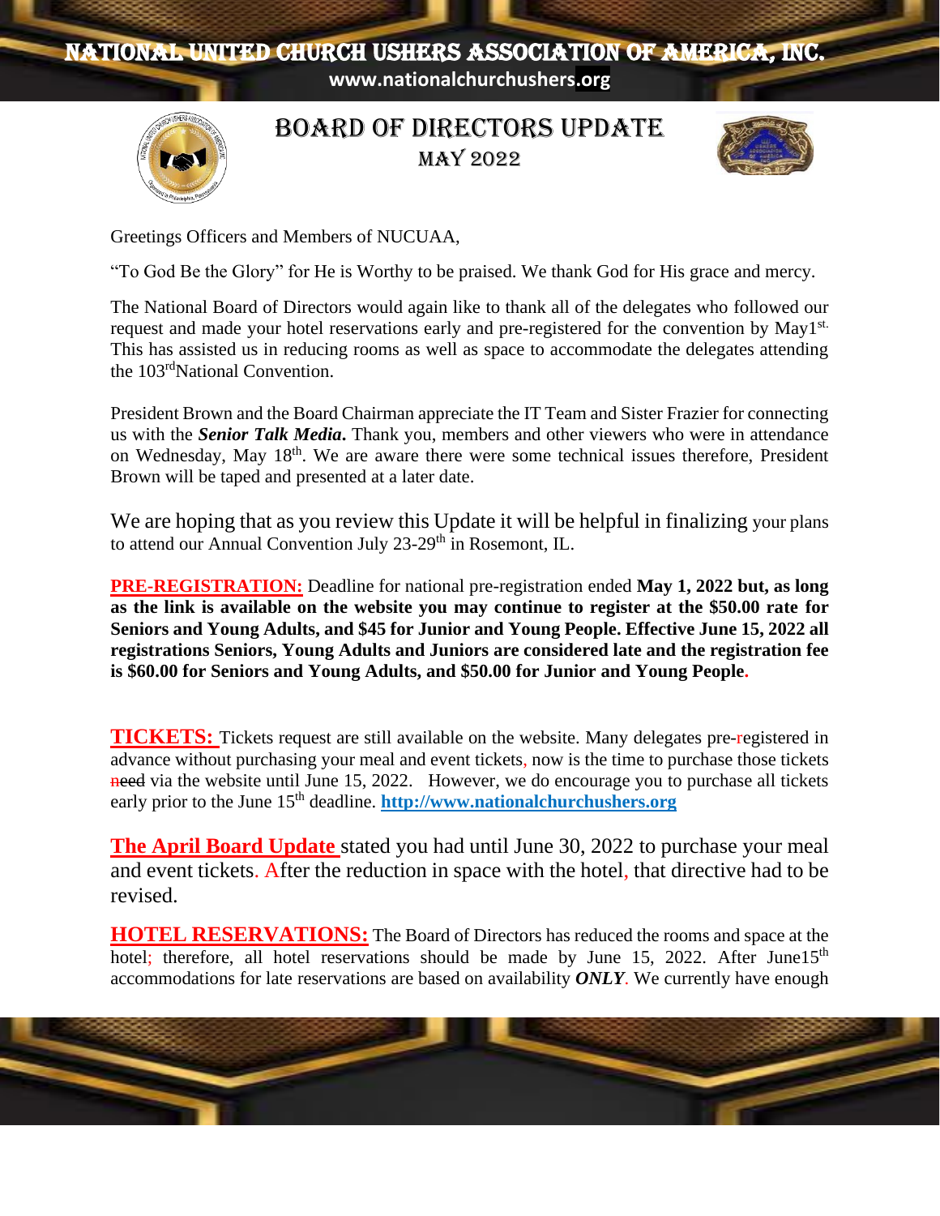# NATIONAL UNITED CHURCH USHERS ASSOCIATION OF AMERICA, INC.

www.nationalchurchushers.org

## BOARD OF DIRECTORS UPDATE

### MAY 2022

Greetings Officers and Members of NUCUAA,

"To God Be the Glory" for He is Worthy to be praised. We thank God for His grace and mercy.

The National Board of Directors would again like to thank all of the delegates who followed our request and made your hotel reservations early and pre-registered for the convention by May1st. This has assisted us in reducing rooms as well as space to accommodate the delegates attending the 103rd National Convention.

President Brown and the Board Chairman appreciate the IT Team and Sister Frazier for connecting us with the ***Senior Talk Media***. Thank you, members and other viewers who were in attendance on Wednesday, May 18th. We are aware there were some technical issues therefore, President Brown will be taped and presented at a later date.

We are hoping that as you review this Update it will be helpful in finalizing your plans to attend our Annual Convention July 23-29th in Rosemont, IL.

**PRE-REGISTRATION:** Deadline for national pre-registration ended **May 1, 2022 but, as long as the link is available on the website you may continue to register at the $50.00 rate for Seniors and Young Adults, and $45 for Junior and Young People. Effective June 15, 2022 all registrations Seniors, Young Adults and Juniors are considered late and the registration fee is $60.00 for Seniors and Young Adults, and $50.00 for Junior and Young People.**

**TICKETS:** Tickets request are still available on the website. Many delegates pre-registered in advance without purchasing your meal and event tickets, now is the time to purchase those tickets ~~need~~ via the website until June 15, 2022. However, we do encourage you to purchase all tickets early prior to the June 15th deadline. **http://www.nationalchurchushers.org**

**The April Board Update** stated you had until June 30, 2022 to purchase your meal and event tickets. After the reduction in space with the hotel, that directive had to be revised.

**HOTEL RESERVATIONS:** The Board of Directors has reduced the rooms and space at the hotel; therefore, all hotel reservations should be made by June 15, 2022. After June15th accommodations for late reservations are based on availability ***ONLY***. We currently have enough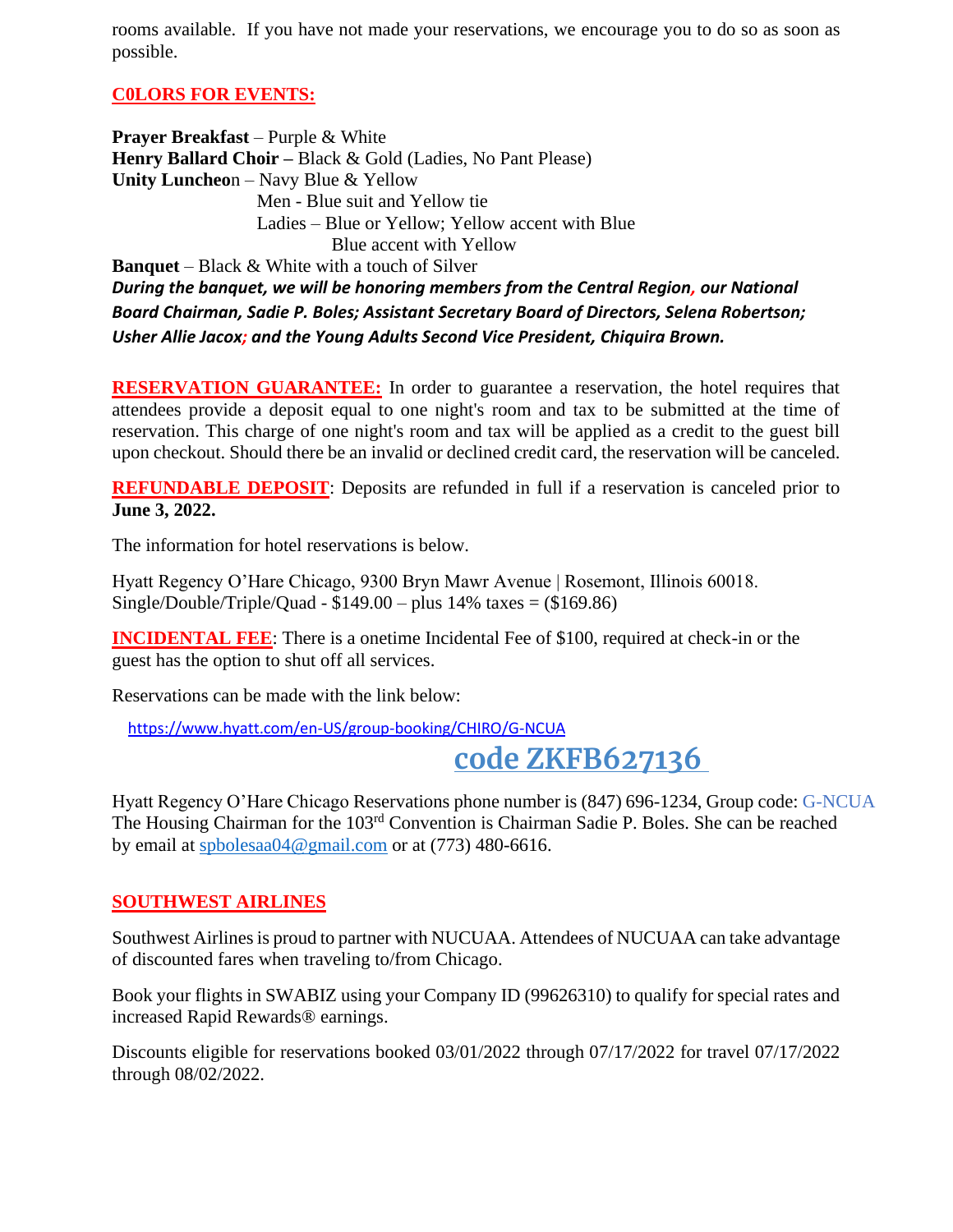rooms available. If you have not made your reservations, we encourage you to do so as soon as possible.

## C0LORS FOR EVENTS:

**Prayer Breakfast** – Purple & White
**Henry Ballard Choir –** Black & Gold (Ladies, No Pant Please)
**Unity Luncheo**n – Navy Blue & Yellow
Men - Blue suit and Yellow tie
Ladies – Blue or Yellow; Yellow accent with Blue
Blue accent with Yellow
**Banquet** – Black & White with a touch of Silver
***During the banquet, we will be honoring members from the Central Region, our National Board Chairman, Sadie P. Boles; Assistant Secretary Board of Directors, Selena Robertson; Usher Allie Jacox; and the Young Adults Second Vice President, Chiquira Brown.***

**RESERVATION GUARANTEE:** In order to guarantee a reservation, the hotel requires that attendees provide a deposit equal to one night's room and tax to be submitted at the time of reservation. This charge of one night's room and tax will be applied as a credit to the guest bill upon checkout. Should there be an invalid or declined credit card, the reservation will be canceled.

**REFUNDABLE DEPOSIT**: Deposits are refunded in full if a reservation is canceled prior to **June 3, 2022.**

The information for hotel reservations is below.

Hyatt Regency O'Hare Chicago, 9300 Bryn Mawr Avenue | Rosemont, Illinois 60018.
Single/Double/Triple/Quad - $149.00 – plus 14% taxes = ($169.86)

**INCIDENTAL FEE**: There is a onetime Incidental Fee of $100, required at check-in or the guest has the option to shut off all services.

Reservations can be made with the link below:

https://www.hyatt.com/en-US/group-booking/CHIRO/G-NCUA

**code ZKFB627136**

Hyatt Regency O'Hare Chicago Reservations phone number is (847) 696-1234, Group code: G-NCUA
The Housing Chairman for the 103rd Convention is Chairman Sadie P. Boles. She can be reached by email at spbolesaa04@gmail.com or at (773) 480-6616.

## SOUTHWEST AIRLINES

Southwest Airlines is proud to partner with NUCUAA. Attendees of NUCUAA can take advantage of discounted fares when traveling to/from Chicago.

Book your flights in SWABIZ using your Company ID (99626310) to qualify for special rates and increased Rapid Rewards® earnings.

Discounts eligible for reservations booked 03/01/2022 through 07/17/2022 for travel 07/17/2022 through 08/02/2022.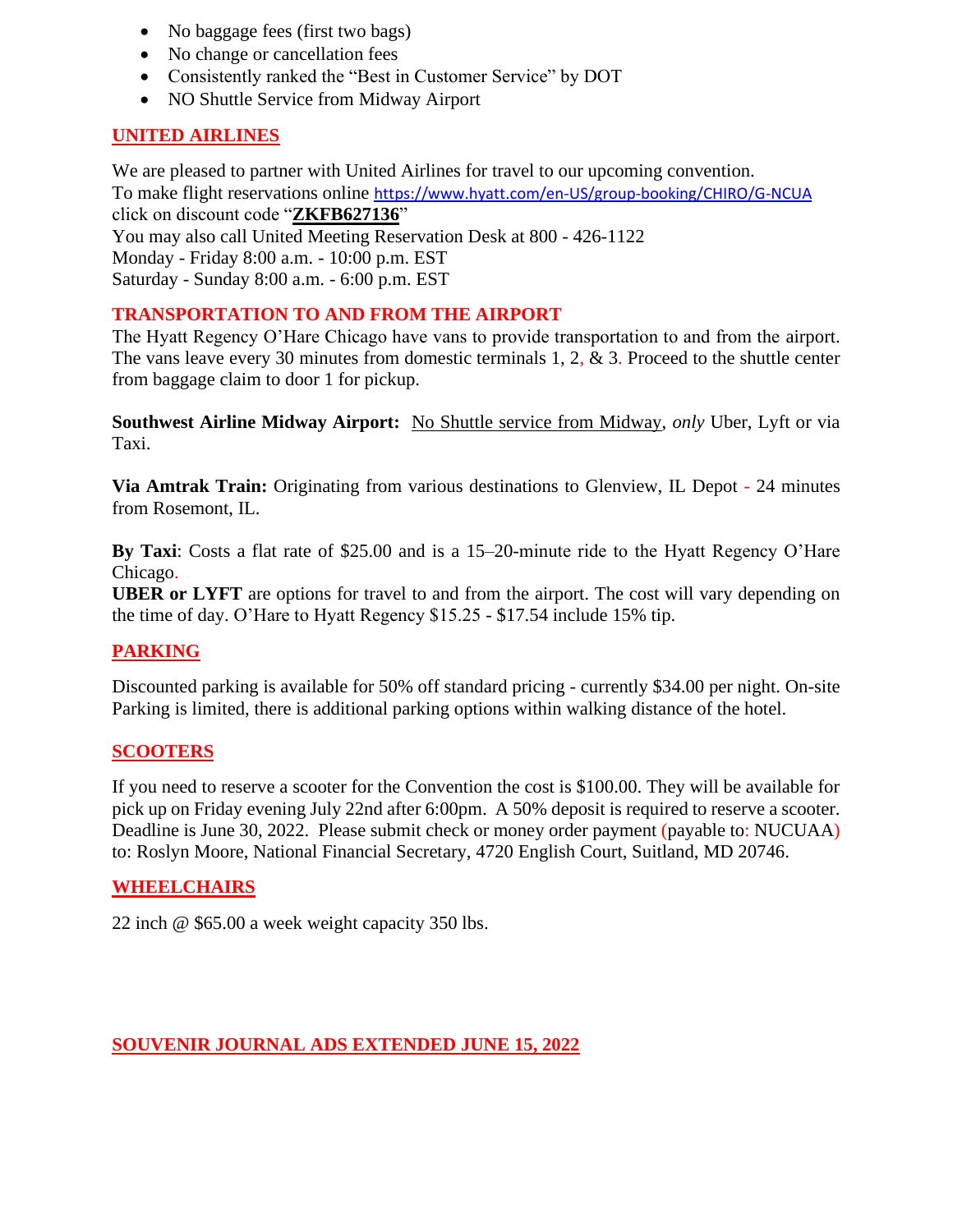- No baggage fees (first two bags)
- No change or cancellation fees
- Consistently ranked the "Best in Customer Service" by DOT
- NO Shuttle Service from Midway Airport

## UNITED AIRLINES

We are pleased to partner with United Airlines for travel to our upcoming convention.
To make flight reservations online https://www.hyatt.com/en-US/group-booking/CHIRO/G-NCUA click on discount code "**ZKFB627136**"
You may also call United Meeting Reservation Desk at 800 - 426-1122
Monday - Friday 8:00 a.m. - 10:00 p.m. EST
Saturday - Sunday 8:00 a.m. - 6:00 p.m. EST

## TRANSPORTATION TO AND FROM THE AIRPORT

The Hyatt Regency O'Hare Chicago have vans to provide transportation to and from the airport. The vans leave every 30 minutes from domestic terminals 1, 2, & 3. Proceed to the shuttle center from baggage claim to door 1 for pickup.

**Southwest Airline Midway Airport:** No Shuttle service from Midway, *only* Uber, Lyft or via Taxi.

**Via Amtrak Train:** Originating from various destinations to Glenview, IL Depot - 24 minutes from Rosemont, IL.

**By Taxi**: Costs a flat rate of $25.00 and is a 15–20-minute ride to the Hyatt Regency O'Hare Chicago.
**UBER or LYFT** are options for travel to and from the airport. The cost will vary depending on the time of day. O'Hare to Hyatt Regency $15.25 - $17.54 include 15% tip.

## PARKING

Discounted parking is available for 50% off standard pricing - currently $34.00 per night. On-site Parking is limited, there is additional parking options within walking distance of the hotel.

## SCOOTERS

If you need to reserve a scooter for the Convention the cost is $100.00. They will be available for pick up on Friday evening July 22nd after 6:00pm. A 50% deposit is required to reserve a scooter. Deadline is June 30, 2022. Please submit check or money order payment (payable to: NUCUAA) to: Roslyn Moore, National Financial Secretary, 4720 English Court, Suitland, MD 20746.

## WHEELCHAIRS

22 inch @ $65.00 a week weight capacity 350 lbs.

## SOUVENIR JOURNAL ADS EXTENDED JUNE 15, 2022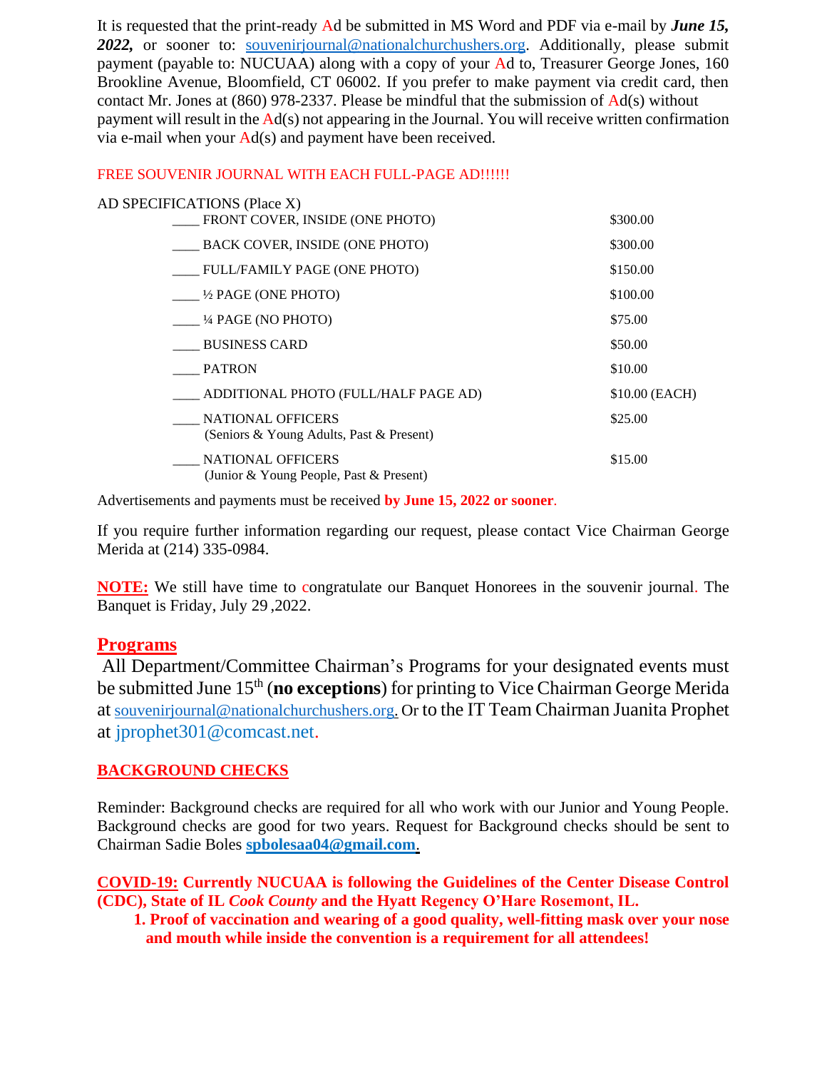It is requested that the print-ready Ad be submitted in MS Word and PDF via e-mail by ***June 15, 2022,*** or sooner to: souvenirjournal@nationalchurchushers.org. Additionally, please submit payment (payable to: NUCUAA) along with a copy of your Ad to, Treasurer George Jones, 160 Brookline Avenue, Bloomfield, CT 06002. If you prefer to make payment via credit card, then contact Mr. Jones at (860) 978-2337. Please be mindful that the submission of Ad(s) without payment will result in the Ad(s) not appearing in the Journal. You will receive written confirmation via e-mail when your Ad(s) and payment have been received.

FREE SOUVENIR JOURNAL WITH EACH FULL-PAGE AD!!!!!!

AD SPECIFICATIONS (Place X)

| | |
|---|---|
| ____ FRONT COVER, INSIDE (ONE PHOTO) | $300.00 |
| ____ BACK COVER, INSIDE (ONE PHOTO) | $300.00 |
| ____ FULL/FAMILY PAGE (ONE PHOTO) | $150.00 |
| ____ ½ PAGE (ONE PHOTO) | $100.00 |
| ____ ¼ PAGE (NO PHOTO) | $75.00 |
| ____ BUSINESS CARD | $50.00 |
| ____ PATRON | $10.00 |
| ____ ADDITIONAL PHOTO (FULL/HALF PAGE AD) | $10.00 (EACH) |
| ____ NATIONAL OFFICERS (Seniors & Young Adults, Past & Present) | $25.00 |
| ____ NATIONAL OFFICERS (Junior & Young People, Past & Present) | $15.00 |

Advertisements and payments must be received **by June 15, 2022 or sooner**.

If you require further information regarding our request, please contact Vice Chairman George Merida at (214) 335-0984.

**NOTE:** We still have time to congratulate our Banquet Honorees in the souvenir journal. The Banquet is Friday, July 29 ,2022.

## Programs

All Department/Committee Chairman's Programs for your designated events must be submitted June 15th (**no exceptions**) for printing to Vice Chairman George Merida at souvenirjournal@nationalchurchushers.org. Or to the IT Team Chairman Juanita Prophet at jprophet301@comcast.net.

## BACKGROUND CHECKS

Reminder: Background checks are required for all who work with our Junior and Young People. Background checks are good for two years. Request for Background checks should be sent to Chairman Sadie Boles **spbolesaa04@gmail.com**.

**COVID-19: Currently NUCUAA is following the Guidelines of the Center Disease Control (CDC), State of IL *Cook County* and the Hyatt Regency O'Hare Rosemont, IL.**

1. **Proof of vaccination and wearing of a good quality, well-fitting mask over your nose and mouth while inside the convention is a requirement for all attendees!**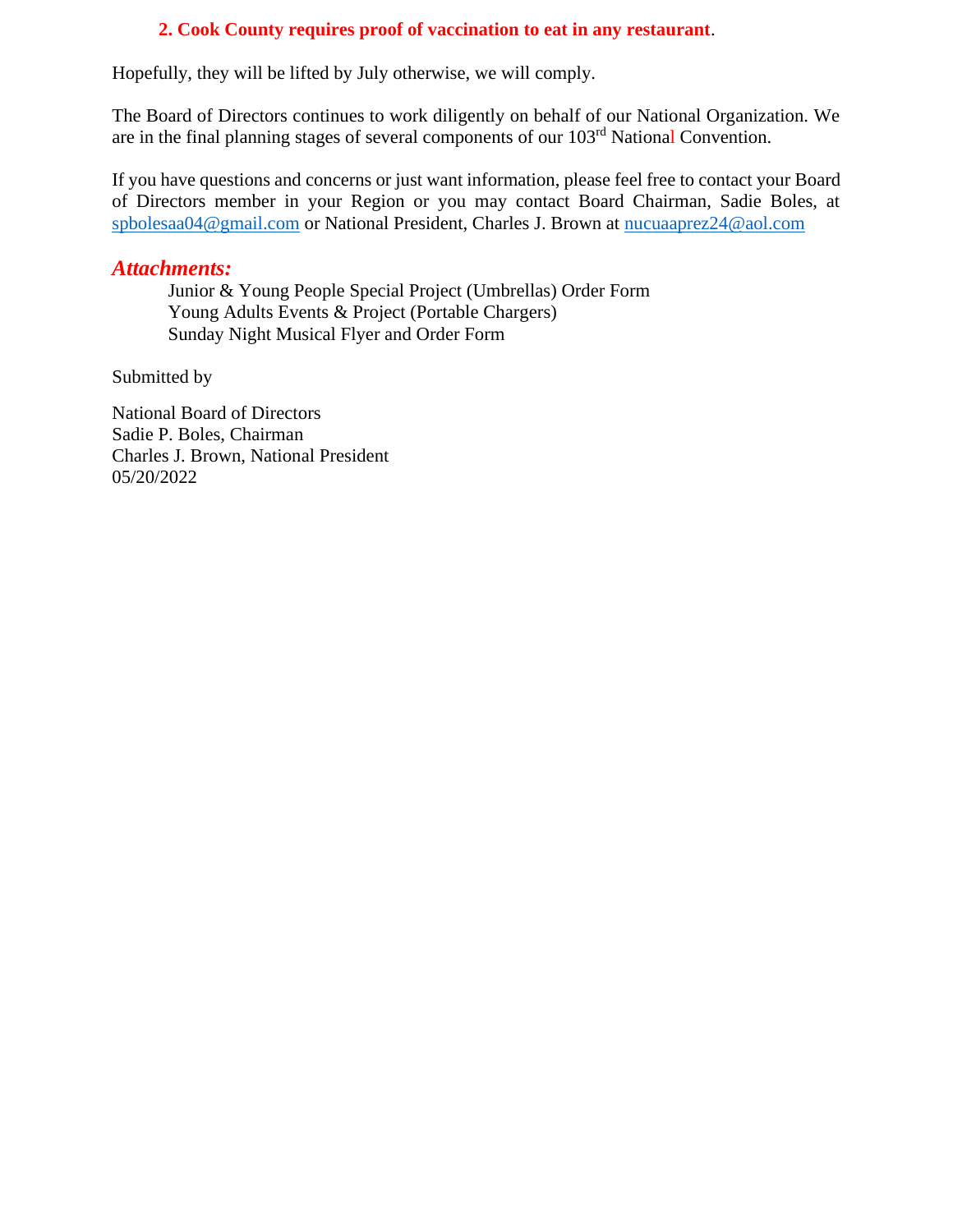**2. Cook County requires proof of vaccination to eat in any restaurant**.

Hopefully, they will be lifted by July otherwise, we will comply.

The Board of Directors continues to work diligently on behalf of our National Organization. We are in the final planning stages of several components of our 103rd National Convention.

If you have questions and concerns or just want information, please feel free to contact your Board of Directors member in your Region or you may contact Board Chairman, Sadie Boles, at spbolesaa04@gmail.com or National President, Charles J. Brown at nucuaaprez24@aol.com

***Attachments:***

Junior & Young People Special Project (Umbrellas) Order Form
Young Adults Events & Project (Portable Chargers)
Sunday Night Musical Flyer and Order Form

Submitted by

National Board of Directors
Sadie P. Boles, Chairman
Charles J. Brown, National President
05/20/2022